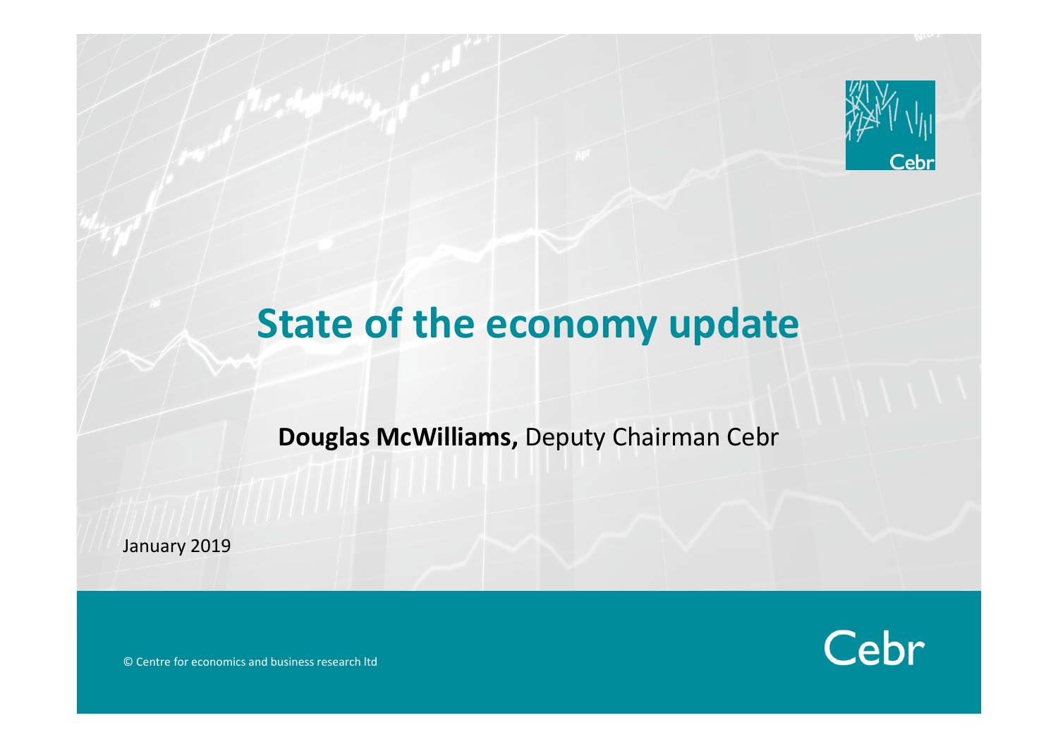# State of the economy update

**Douglas McWilliams,** Deputy Chairman Cebr

January 2019

© Centre for economics and business research ltd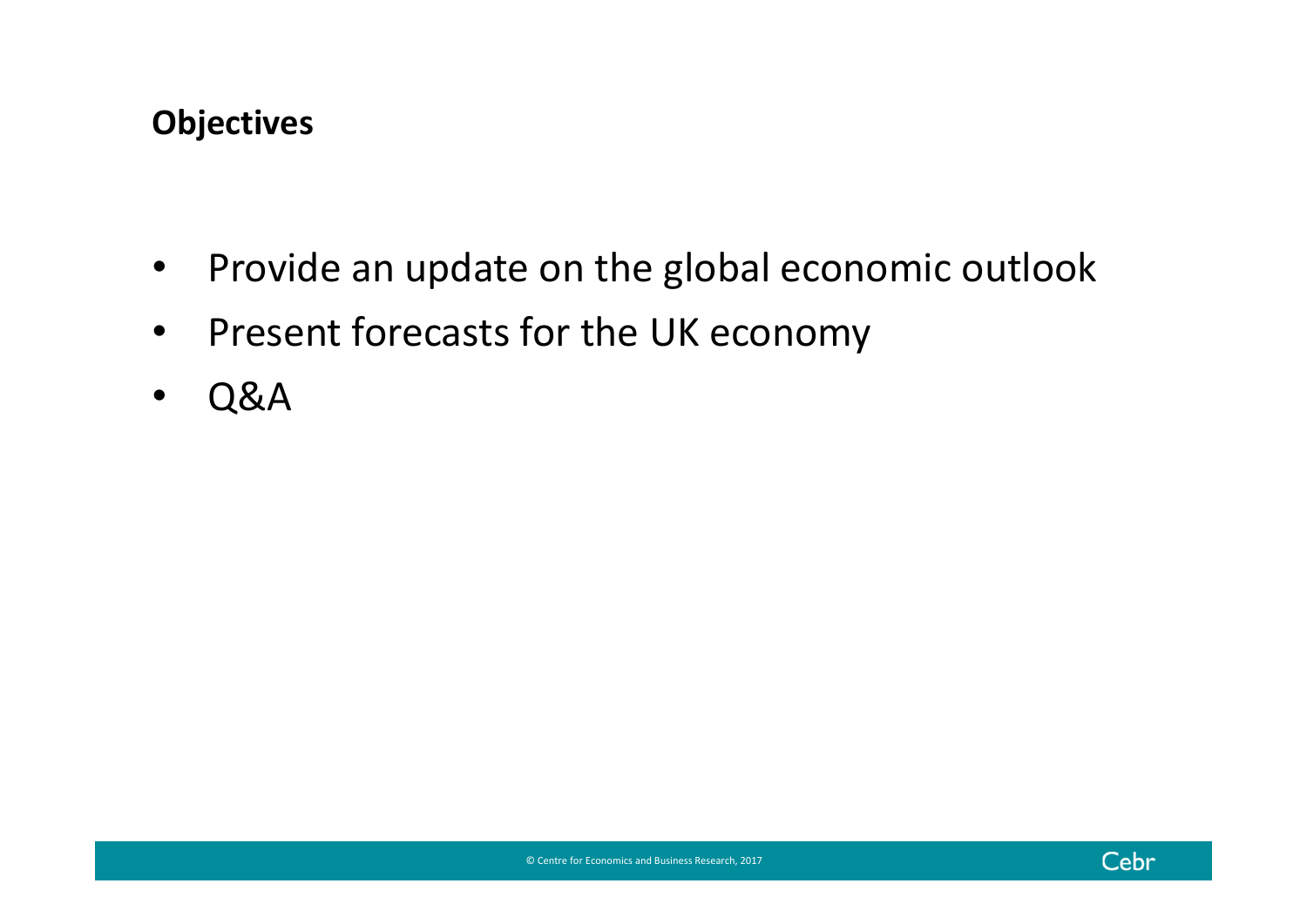## Objectives

- Provide an update on the global economic outlook
- Present forecasts for the UK economy
- Q&A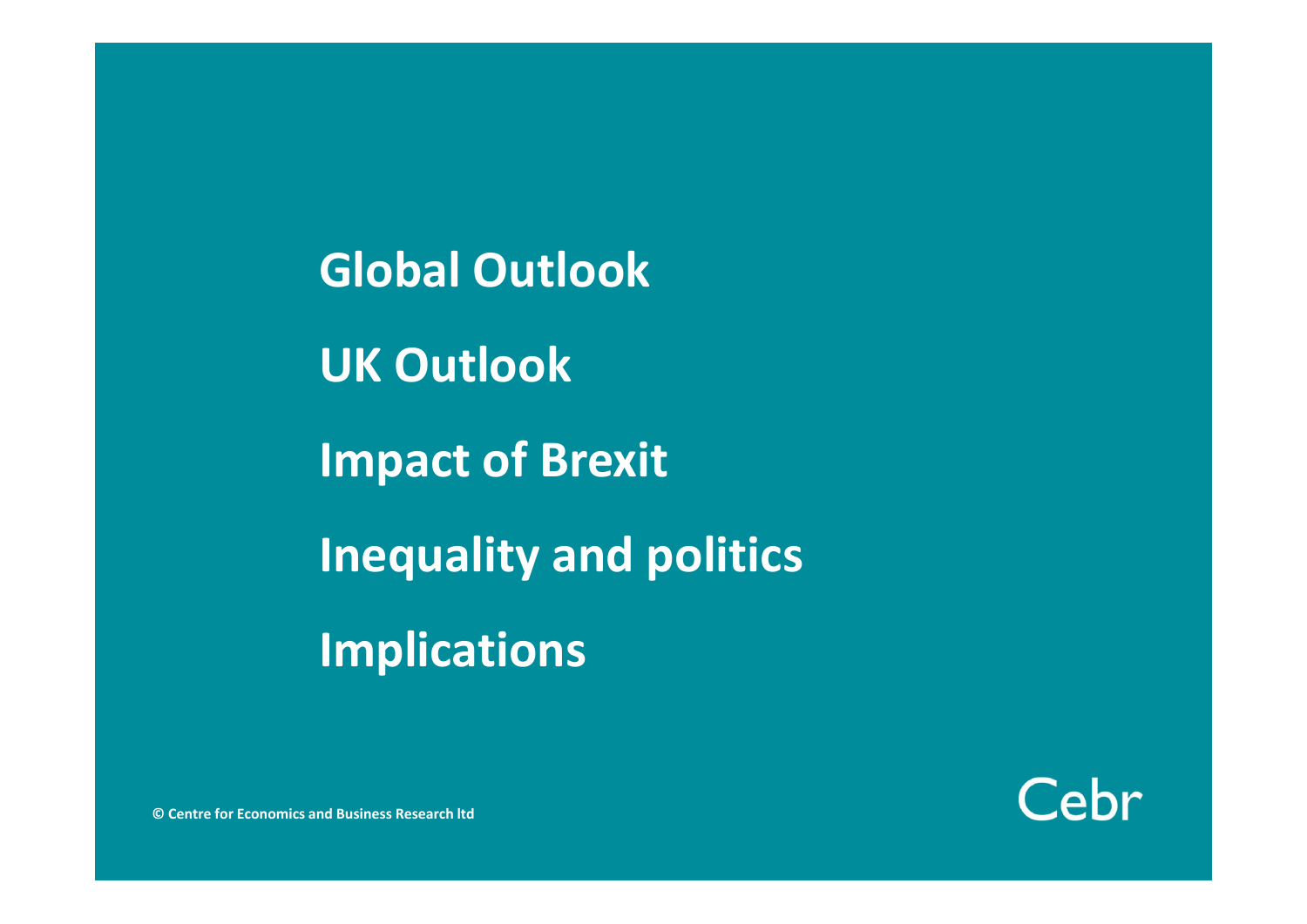**Global Outlook**

**UK Outlook**

**Impact of Brexit**

**Inequality and politics**

**Implications**

© Centre for Economics and Business Research ltd

Cebr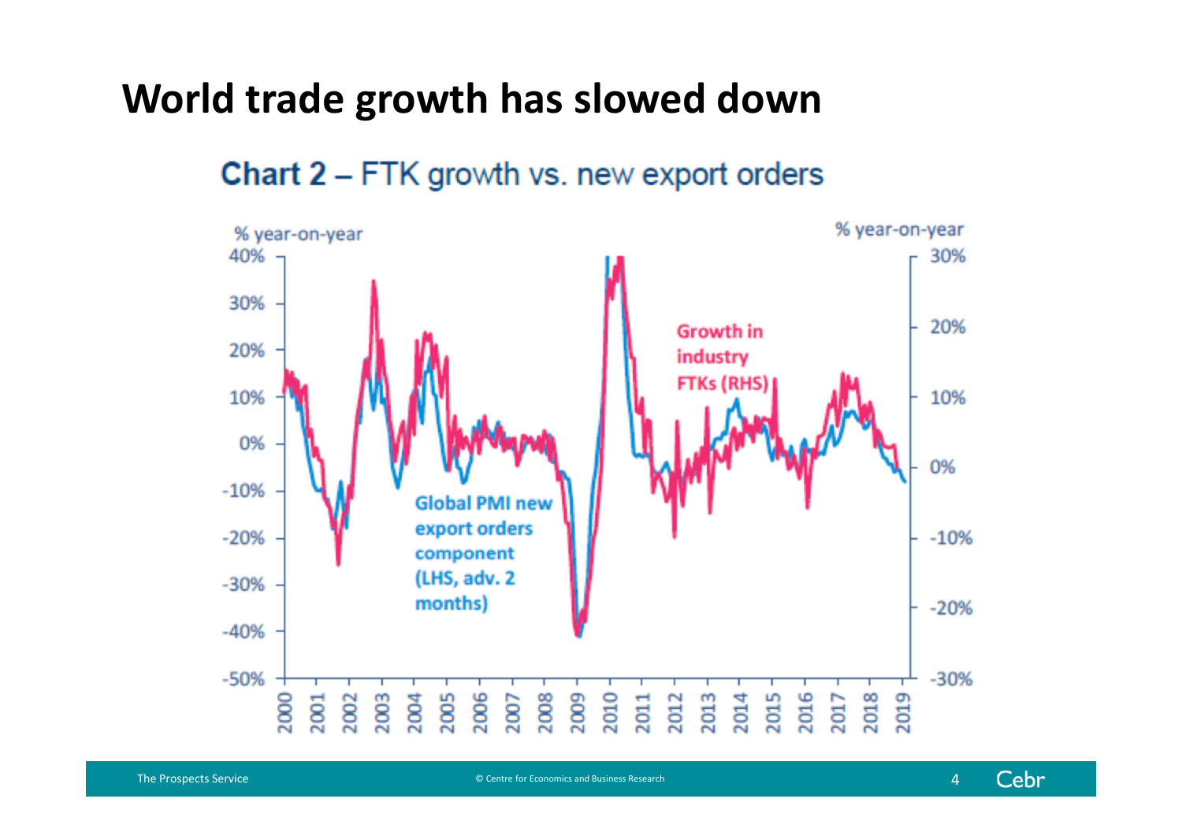# World trade growth has slowed down

**Chart 2** – FTK growth vs. new export orders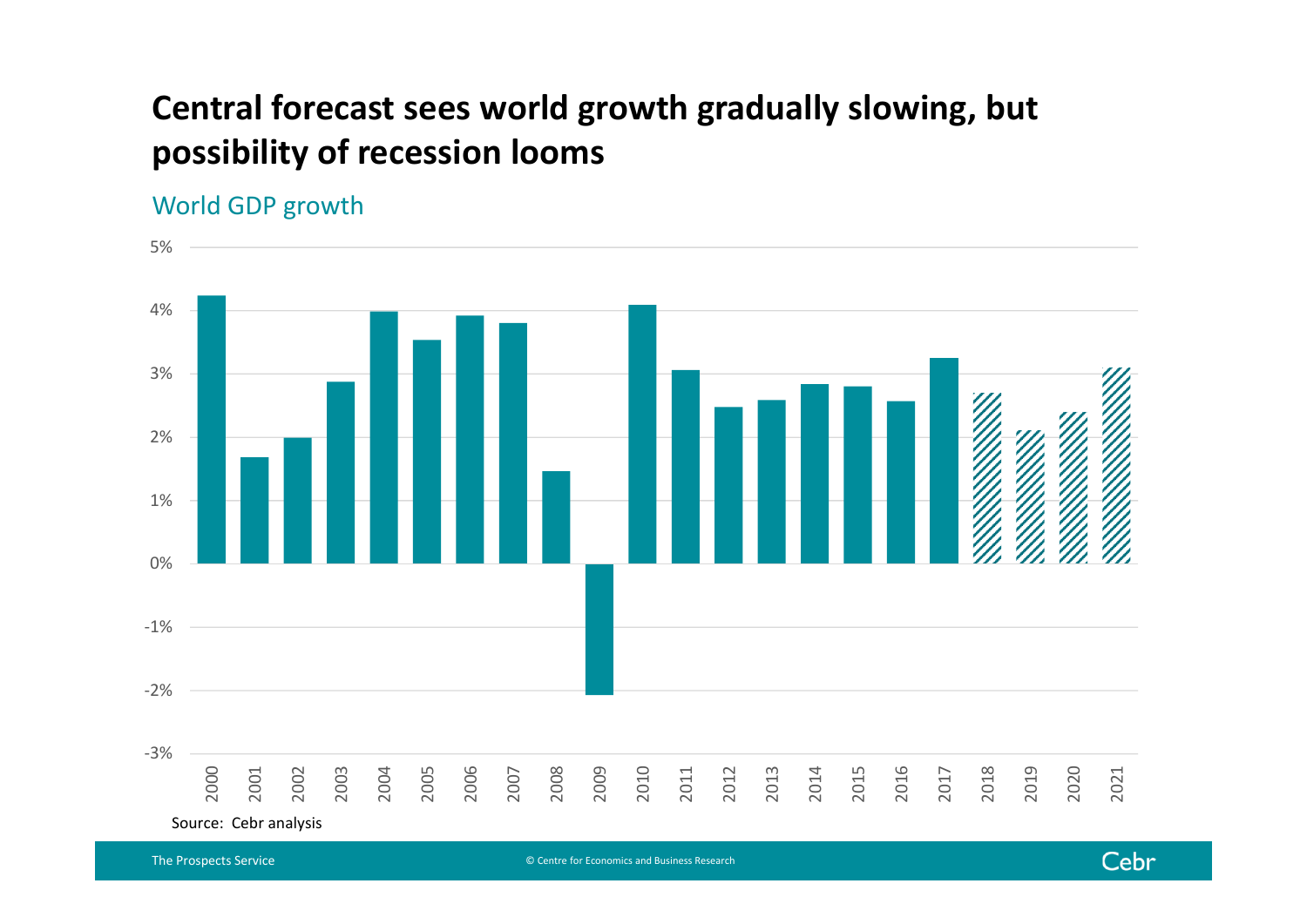# Central forecast sees world growth gradually slowing, but possibility of recession looms

World GDP growth

| Year | World GDP growth |
|---|---|
| 2000 | 4.2% |
| 2001 | 1.7% |
| 2002 | 2.0% |
| 2003 | 2.9% |
| 2004 | 4.0% |
| 2005 | 3.5% |
| 2006 | 3.9% |
| 2007 | 3.8% |
| 2008 | 1.5% |
| 2009 | -2.1% |
| 2010 | 4.1% |
| 2011 | 3.1% |
| 2012 | 2.5% |
| 2013 | 2.6% |
| 2014 | 2.8% |
| 2015 | 2.8% |
| 2016 | 2.6% |
| 2017 | 3.3% |
| 2018 (forecast) | 2.7% |
| 2019 (forecast) | 2.1% |
| 2020 (forecast) | 2.4% |
| 2021 (forecast) | 3.1% |

Source: Cebr analysis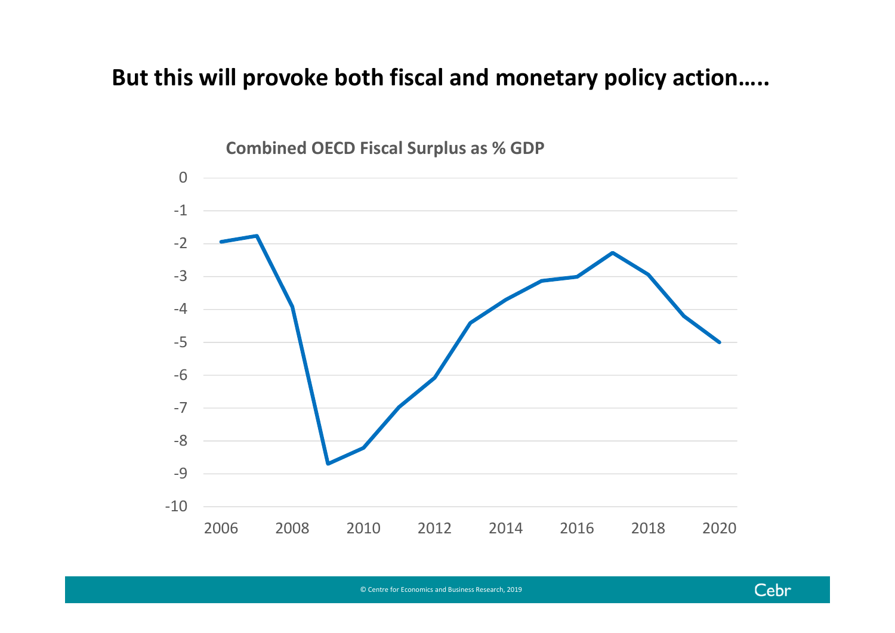# But this will provoke both fiscal and monetary policy action…..

**Combined OECD Fiscal Surplus as % GDP**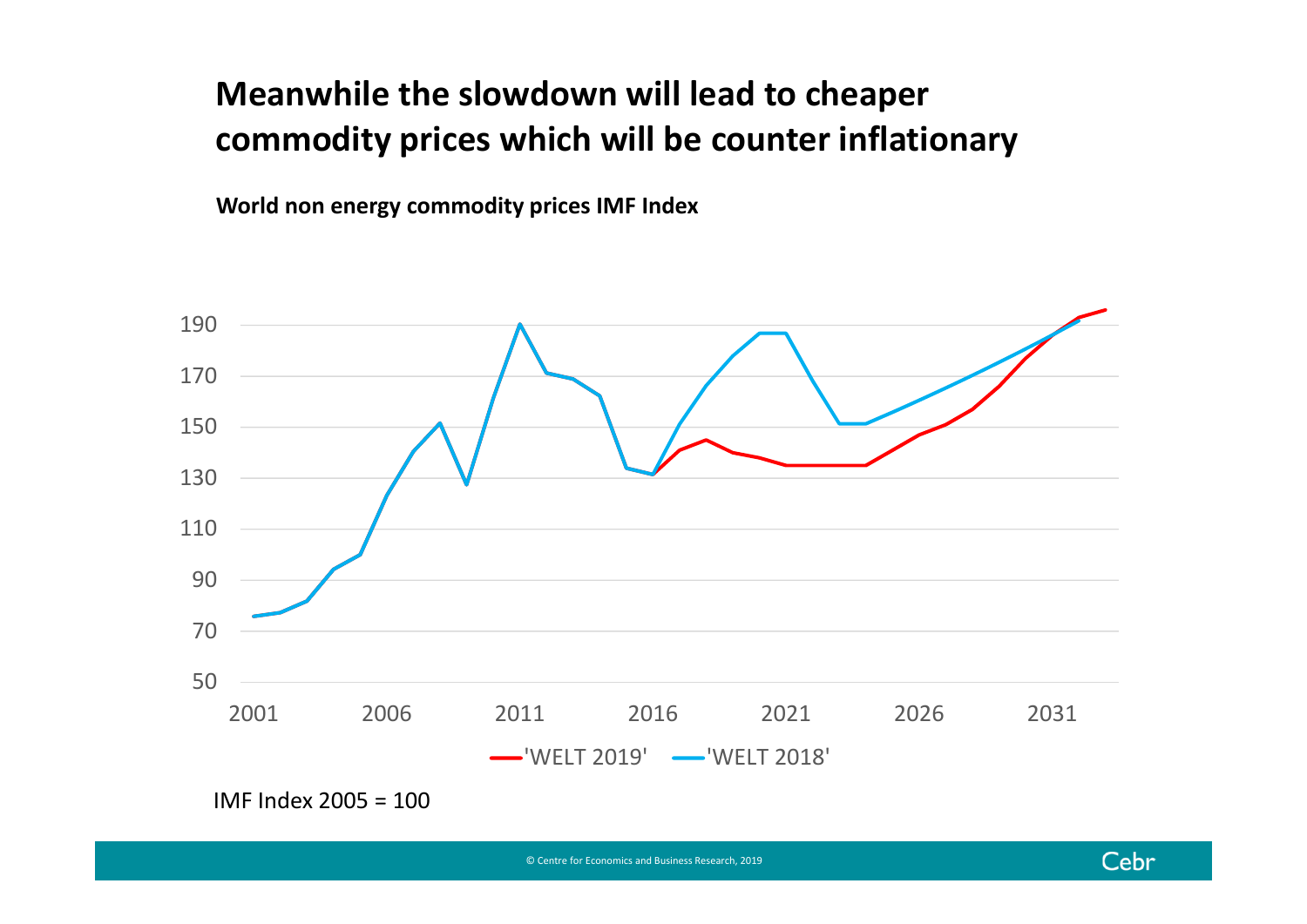# Meanwhile the slowdown will lead to cheaper commodity prices which will be counter inflationary

**World non energy commodity prices IMF Index**

IMF Index 2005 = 100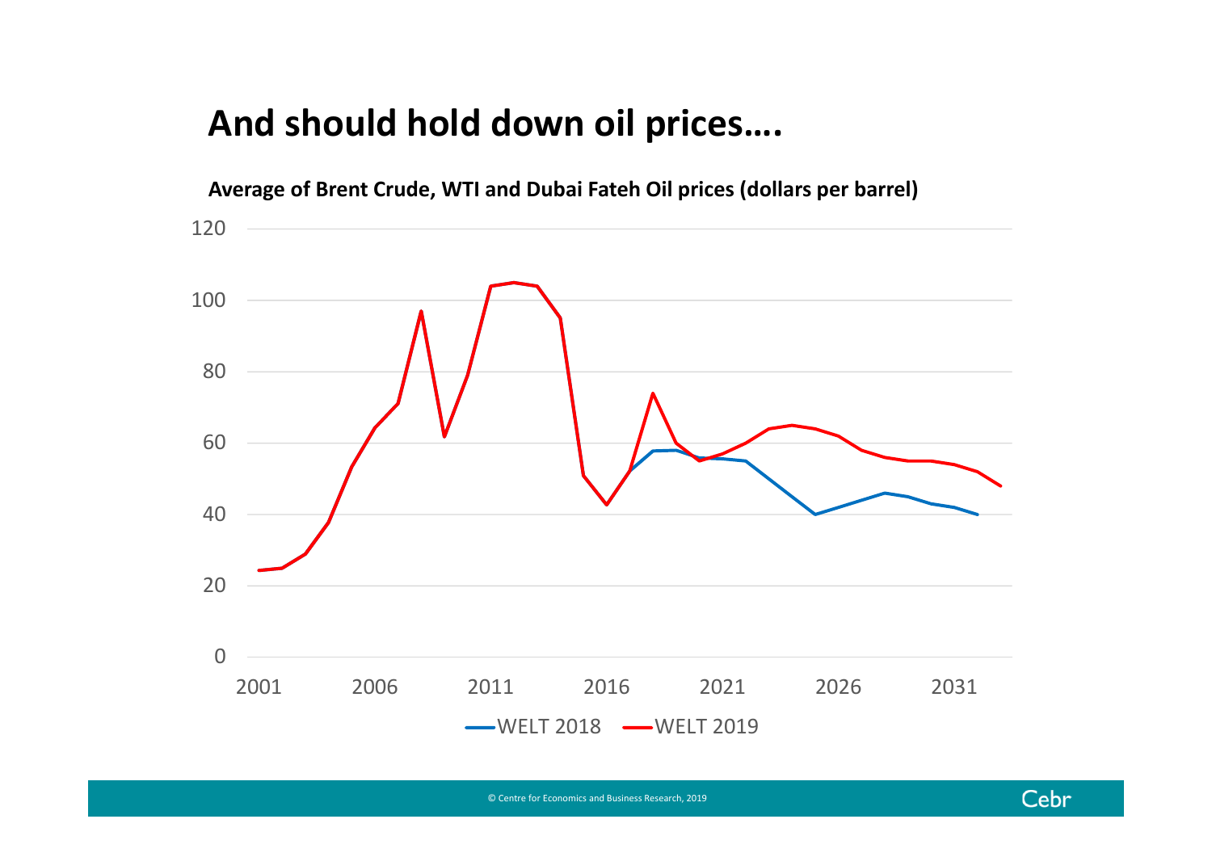# And should hold down oil prices….

**Average of Brent Crude, WTI and Dubai Fateh Oil prices (dollars per barrel)**

120
100
80
60
40
20
0

2001 2006 2011 2016 2021 2026 2031

WELT 2018 WELT 2019

© Centre for Economics and Business Research, 2019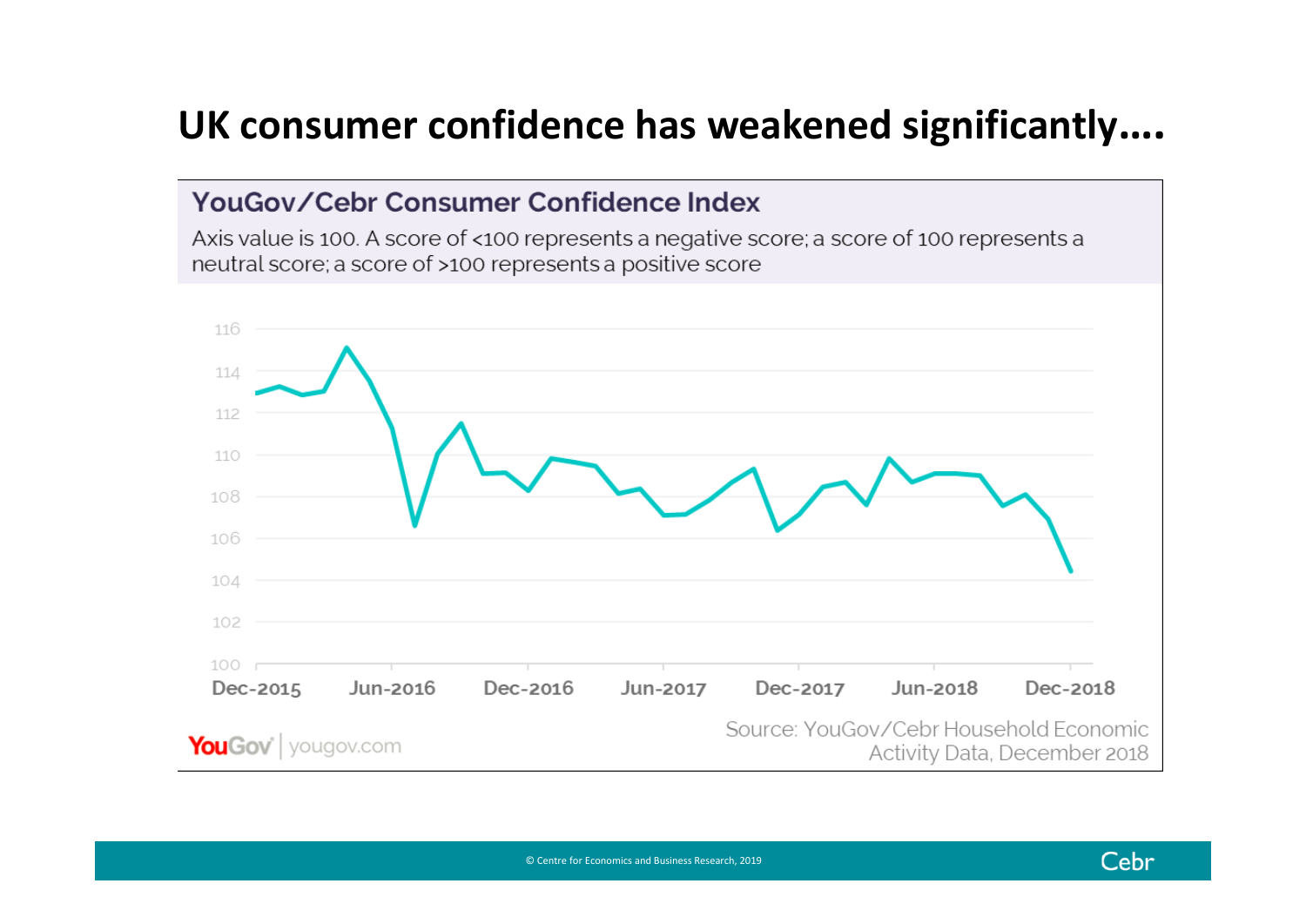# UK consumer confidence has weakened significantly....

## YouGov/Cebr Consumer Confidence Index

Axis value is 100. A score of <100 represents a negative score; a score of 100 represents a neutral score; a score of >100 represents a positive score

116
114
112
110
108
106
104
102
100

Dec-2015 Jun-2016 Dec-2016 Jun-2017 Dec-2017 Jun-2018 Dec-2018

YouGov | yougov.com

Source: YouGov/Cebr Household Economic Activity Data, December 2018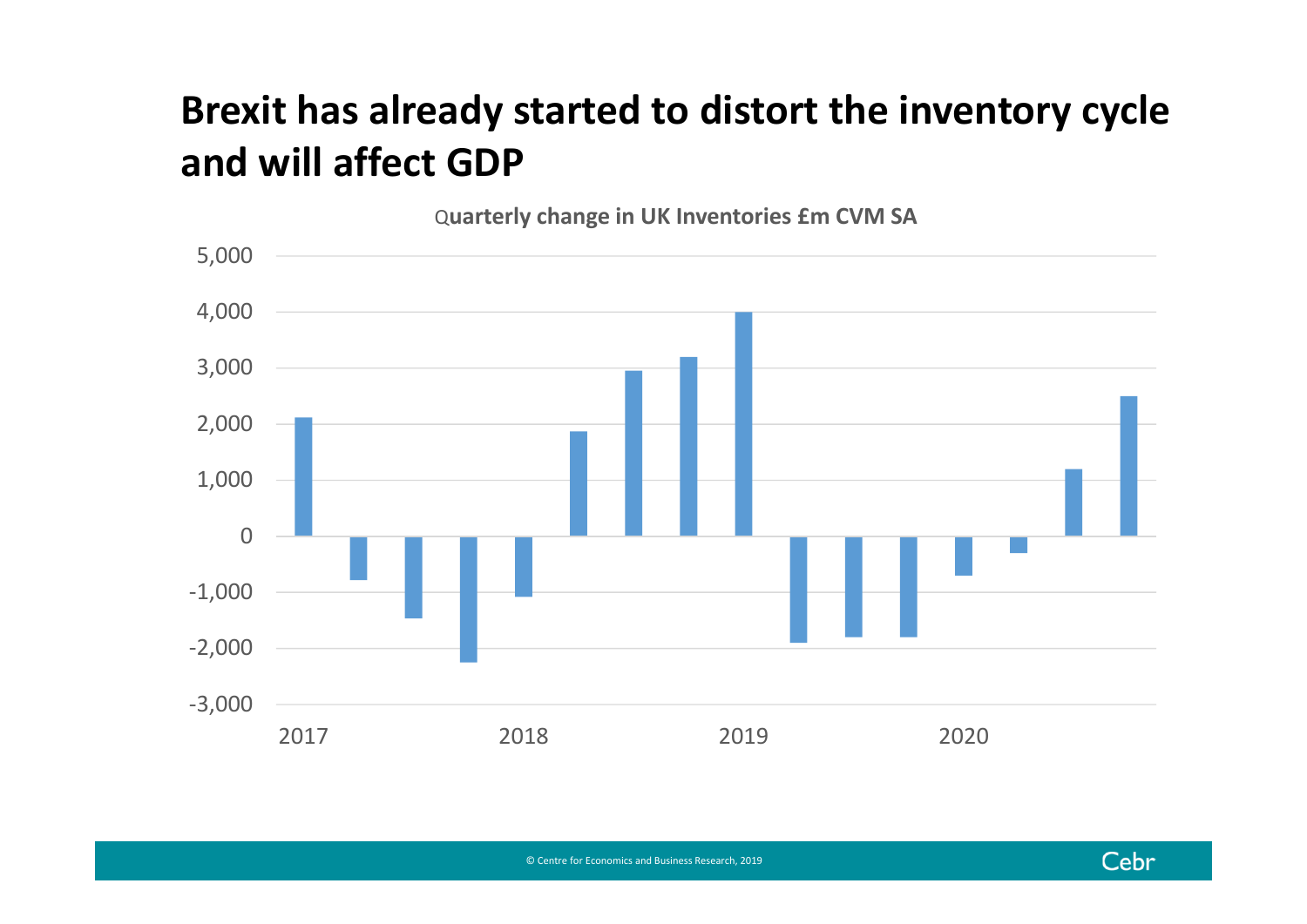# Brexit has already started to distort the inventory cycle and will affect GDP

Quarterly change in UK Inventories £m CVM SA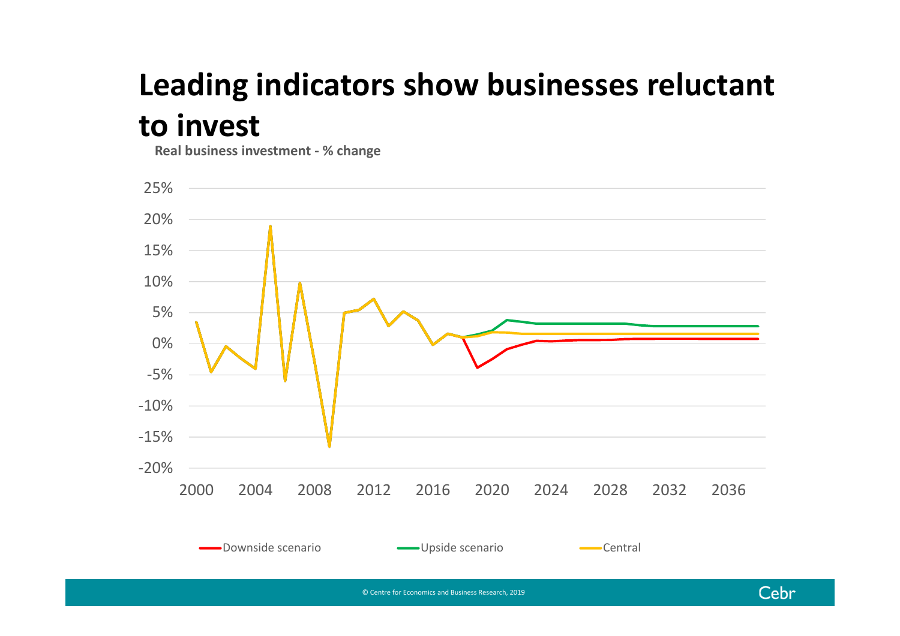# Leading indicators show businesses reluctant to invest

**Real business investment - % change**

Downside scenario | Upside scenario | Central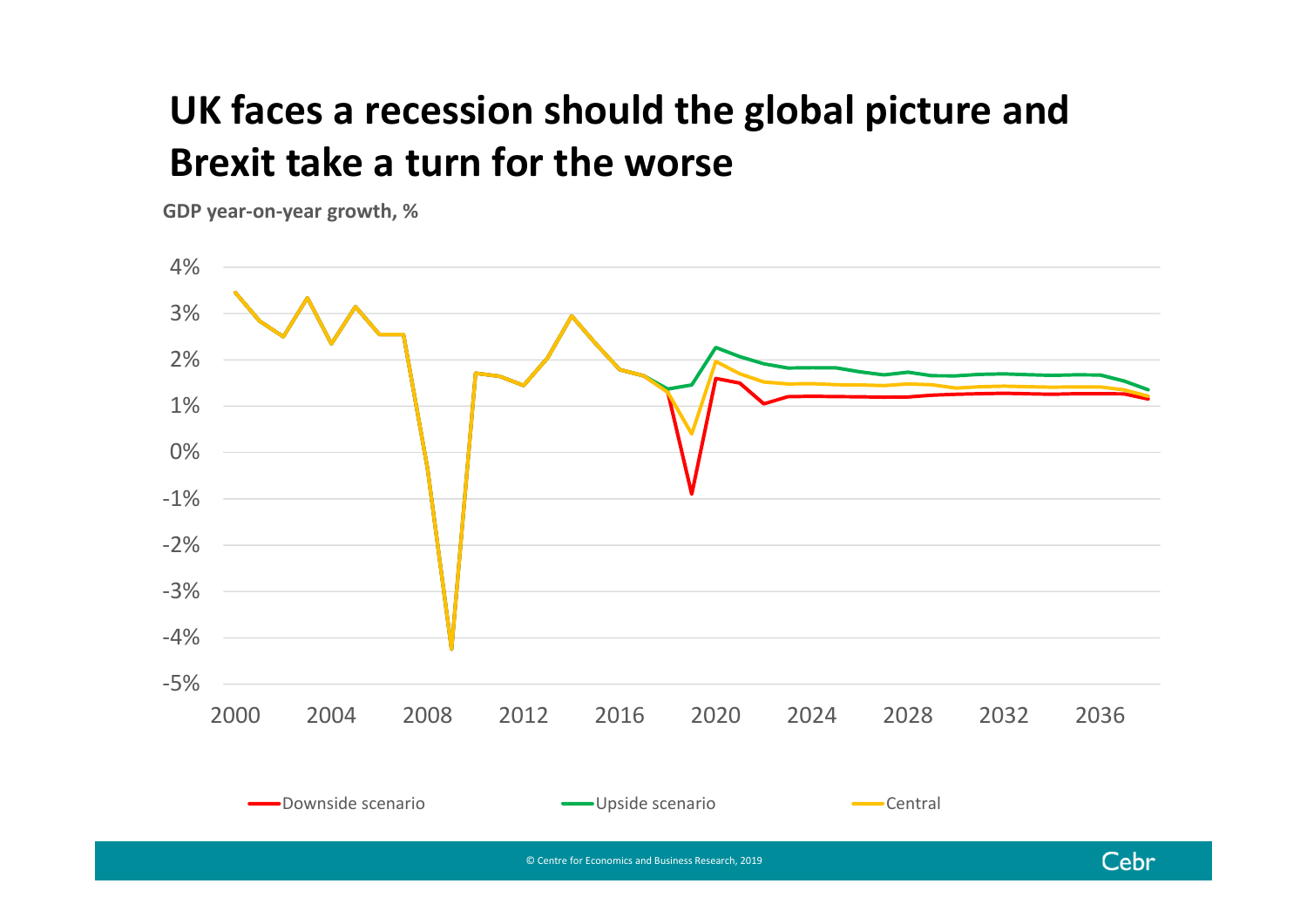# UK faces a recession should the global picture and Brexit take a turn for the worse

**GDP year-on-year growth, %**

Downside scenario — Upside scenario — Central

© Centre for Economics and Business Research, 2019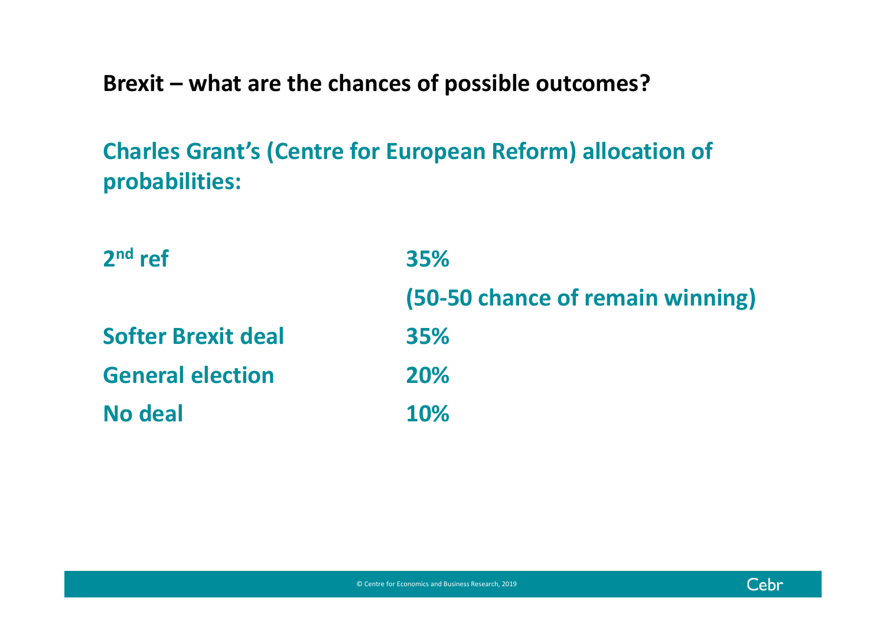# Brexit – what are the chances of possible outcomes?

## Charles Grant's (Centre for European Reform) allocation of probabilities:

| | |
|---|---|
| **2nd ref** | **35%** |
| | **(50-50 chance of remain winning)** |
| **Softer Brexit deal** | **35%** |
| **General election** | **20%** |
| **No deal** | **10%** |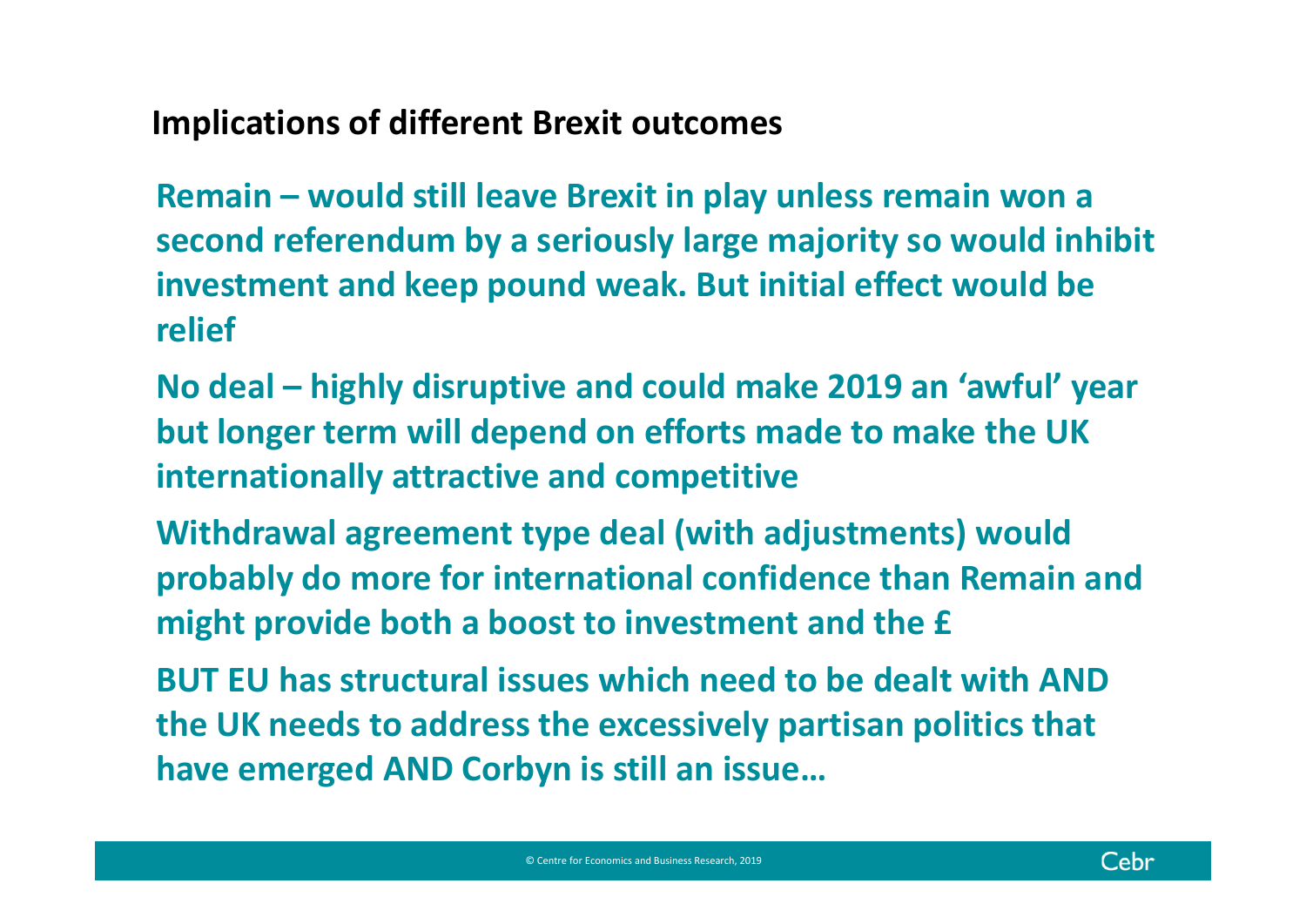## Implications of different Brexit outcomes

**Remain – would still leave Brexit in play unless remain won a second referendum by a seriously large majority so would inhibit investment and keep pound weak. But initial effect would be relief**

**No deal – highly disruptive and could make 2019 an 'awful' year but longer term will depend on efforts made to make the UK internationally attractive and competitive**

**Withdrawal agreement type deal (with adjustments) would probably do more for international confidence than Remain and might provide both a boost to investment and the £**

**BUT EU has structural issues which need to be dealt with AND the UK needs to address the excessively partisan politics that have emerged AND Corbyn is still an issue…**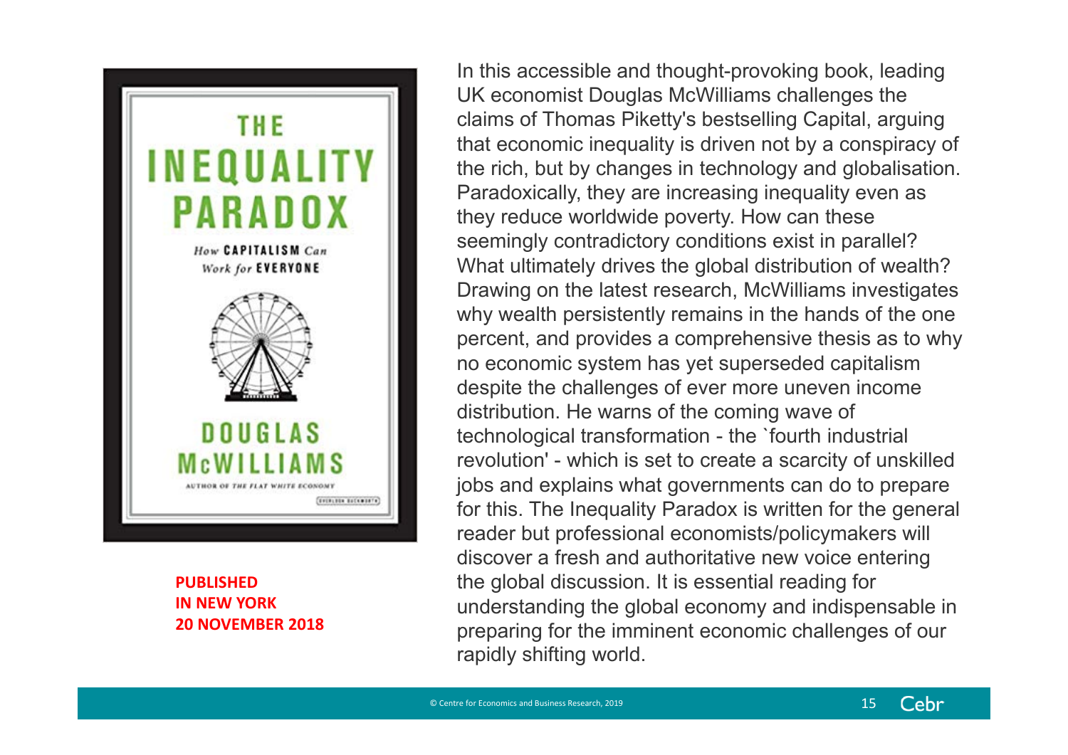**PUBLISHED IN NEW YORK 20 NOVEMBER 2018**

In this accessible and thought-provoking book, leading UK economist Douglas McWilliams challenges the claims of Thomas Piketty's bestselling Capital, arguing that economic inequality is driven not by a conspiracy of the rich, but by changes in technology and globalisation. Paradoxically, they are increasing inequality even as they reduce worldwide poverty. How can these seemingly contradictory conditions exist in parallel? What ultimately drives the global distribution of wealth? Drawing on the latest research, McWilliams investigates why wealth persistently remains in the hands of the one percent, and provides a comprehensive thesis as to why no economic system has yet superseded capitalism despite the challenges of ever more uneven income distribution. He warns of the coming wave of technological transformation - the `fourth industrial revolution' - which is set to create a scarcity of unskilled jobs and explains what governments can do to prepare for this. The Inequality Paradox is written for the general reader but professional economists/policymakers will discover a fresh and authoritative new voice entering the global discussion. It is essential reading for understanding the global economy and indispensable in preparing for the imminent economic challenges of our rapidly shifting world.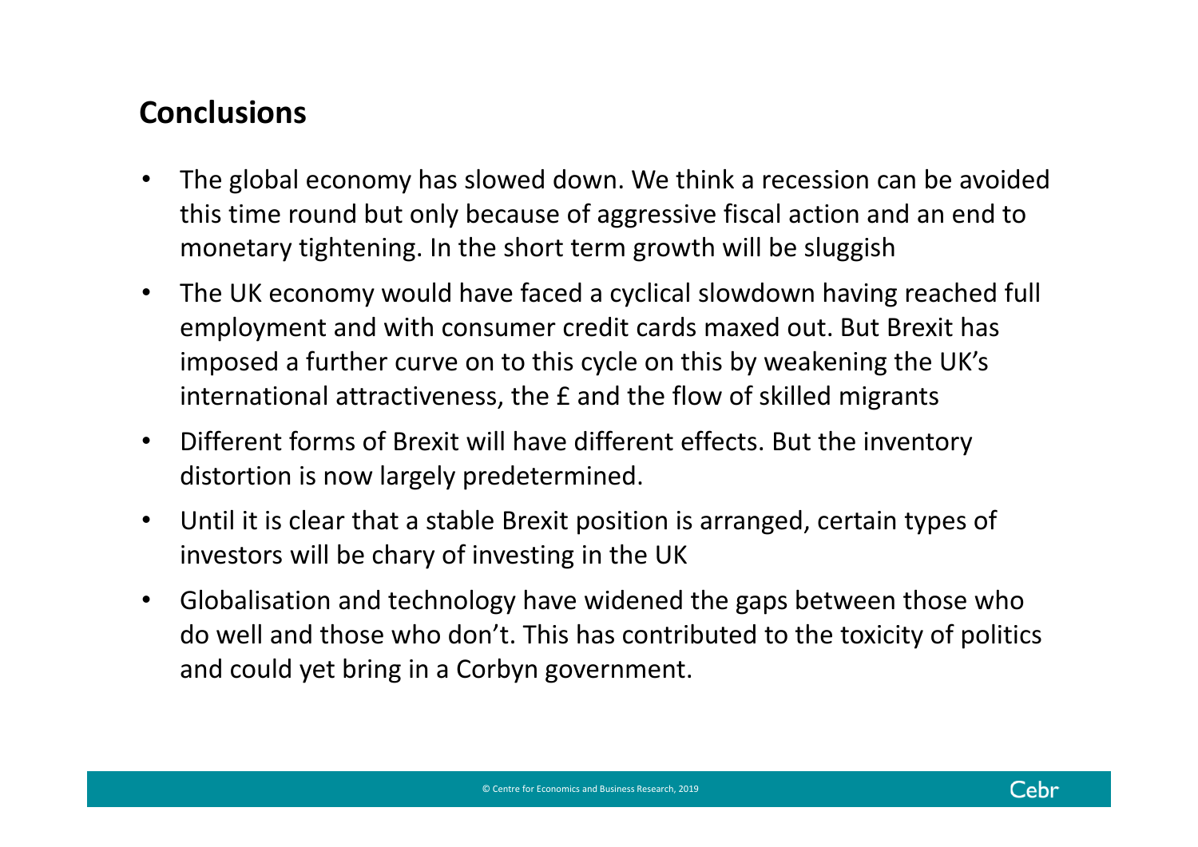## Conclusions

- The global economy has slowed down. We think a recession can be avoided this time round but only because of aggressive fiscal action and an end to monetary tightening. In the short term growth will be sluggish
- The UK economy would have faced a cyclical slowdown having reached full employment and with consumer credit cards maxed out. But Brexit has imposed a further curve on to this cycle on this by weakening the UK's international attractiveness, the £ and the flow of skilled migrants
- Different forms of Brexit will have different effects. But the inventory distortion is now largely predetermined.
- Until it is clear that a stable Brexit position is arranged, certain types of investors will be chary of investing in the UK
- Globalisation and technology have widened the gaps between those who do well and those who don't. This has contributed to the toxicity of politics and could yet bring in a Corbyn government.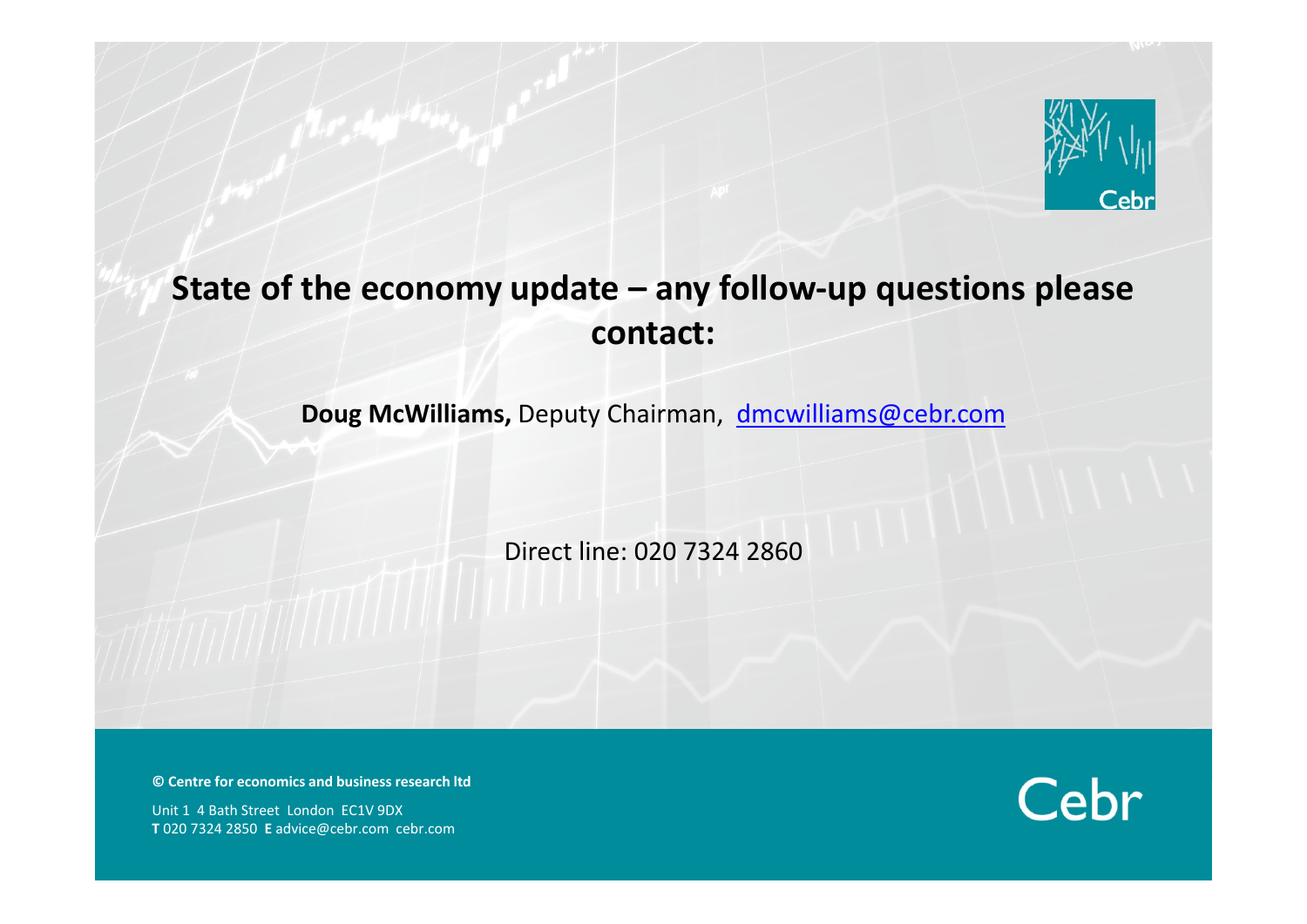# State of the economy update – any follow-up questions please contact:

**Doug McWilliams,** Deputy Chairman, dmcwilliams@cebr.com

Direct line: 020 7324 2860

**© Centre for economics and business research ltd**

Unit 1 4 Bath Street London EC1V 9DX
**T** 020 7324 2850 **E** advice@cebr.com cebr.com

Cebr